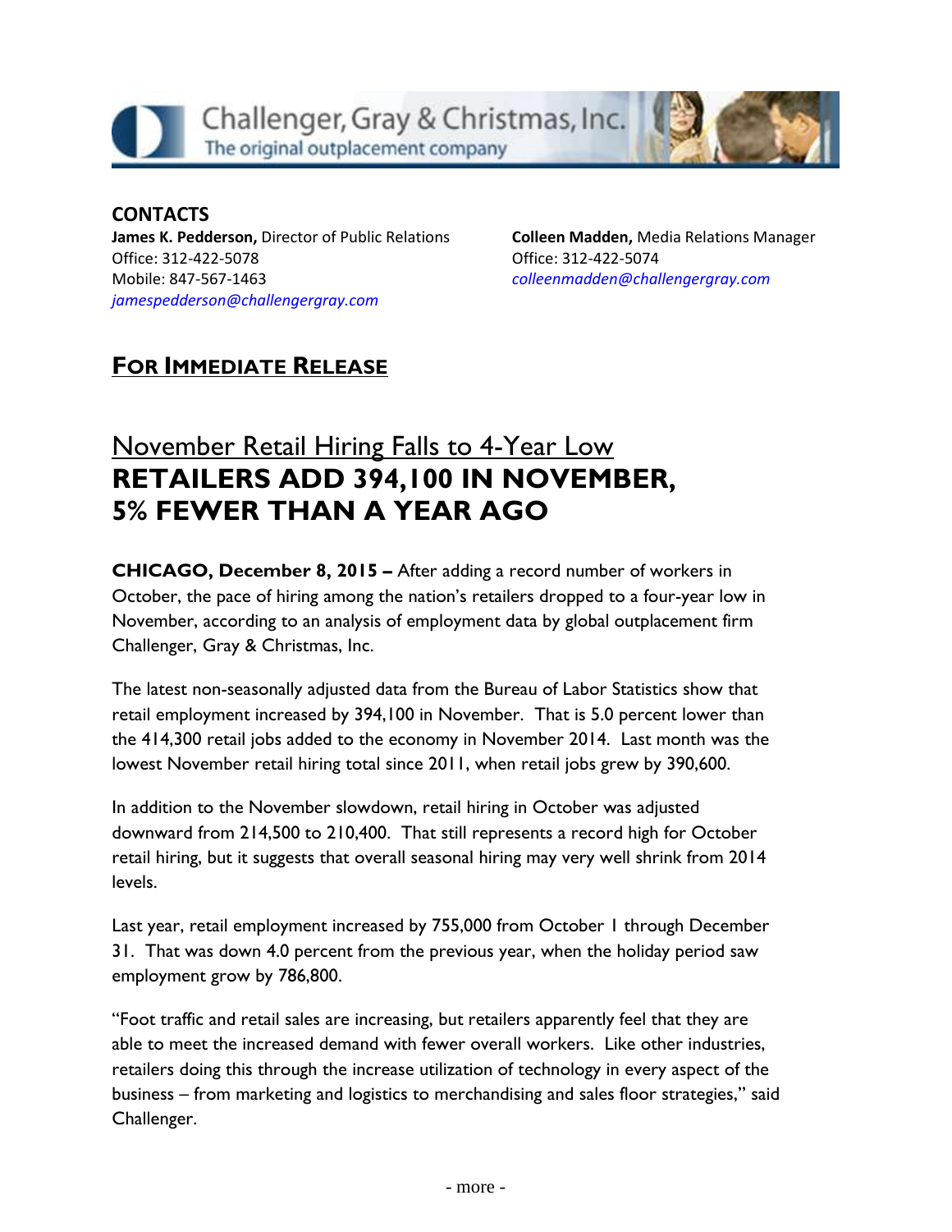Challenger, Gray & Christmas, Inc.
The original outplacement company

**CONTACTS**

**James K. Pedderson,** Director of Public Relations
Office: 312-422-5078
Mobile: 847-567-1463
*jamespedderson@challengergray.com*

**Colleen Madden,** Media Relations Manager
Office: 312-422-5074
*colleenmadden@challengergray.com*

## FOR IMMEDIATE RELEASE

# November Retail Hiring Falls to 4-Year Low
# RETAILERS ADD 394,100 IN NOVEMBER, 5% FEWER THAN A YEAR AGO

**CHICAGO, December 8, 2015 –** After adding a record number of workers in October, the pace of hiring among the nation's retailers dropped to a four-year low in November, according to an analysis of employment data by global outplacement firm Challenger, Gray & Christmas, Inc.

The latest non-seasonally adjusted data from the Bureau of Labor Statistics show that retail employment increased by 394,100 in November. That is 5.0 percent lower than the 414,300 retail jobs added to the economy in November 2014. Last month was the lowest November retail hiring total since 2011, when retail jobs grew by 390,600.

In addition to the November slowdown, retail hiring in October was adjusted downward from 214,500 to 210,400. That still represents a record high for October retail hiring, but it suggests that overall seasonal hiring may very well shrink from 2014 levels.

Last year, retail employment increased by 755,000 from October 1 through December 31. That was down 4.0 percent from the previous year, when the holiday period saw employment grow by 786,800.

"Foot traffic and retail sales are increasing, but retailers apparently feel that they are able to meet the increased demand with fewer overall workers. Like other industries, retailers doing this through the increase utilization of technology in every aspect of the business – from marketing and logistics to merchandising and sales floor strategies," said Challenger.

- more -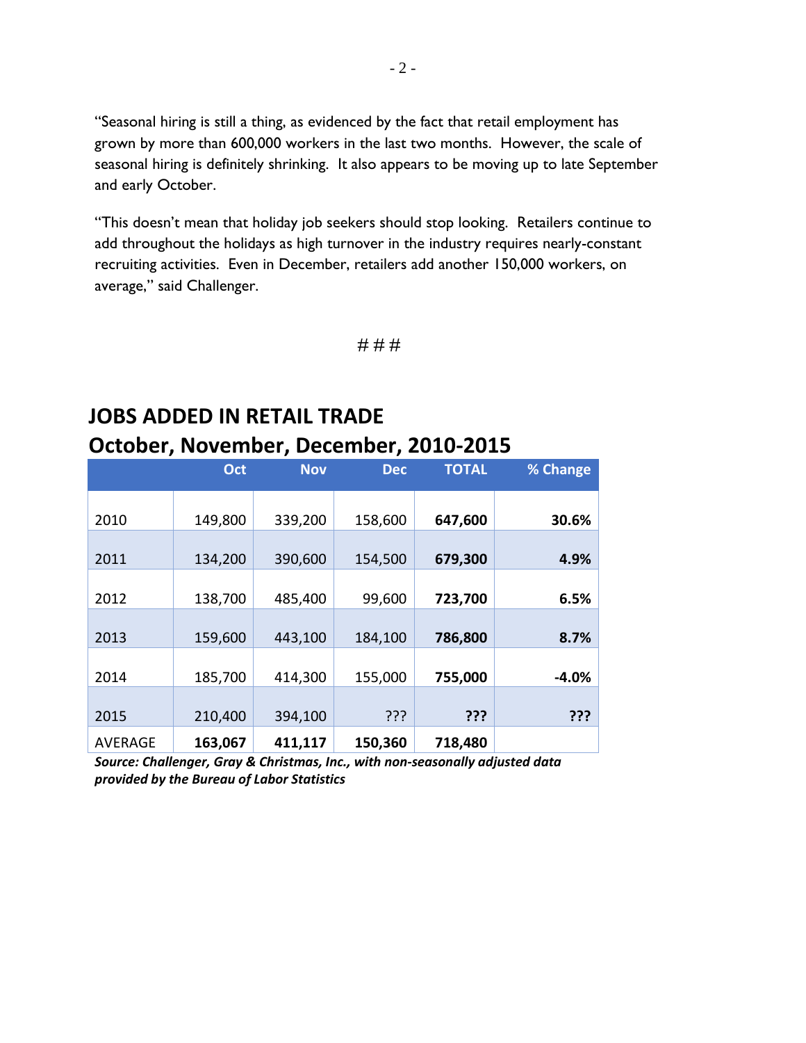"Seasonal hiring is still a thing, as evidenced by the fact that retail employment has grown by more than 600,000 workers in the last two months. However, the scale of seasonal hiring is definitely shrinking. It also appears to be moving up to late September and early October.

"This doesn't mean that holiday job seekers should stop looking. Retailers continue to add throughout the holidays as high turnover in the industry requires nearly-constant recruiting activities. Even in December, retailers add another 150,000 workers, on average," said Challenger.

# # #

## JOBS ADDED IN RETAIL TRADE
## October, November, December, 2010-2015

| | Oct | Nov | Dec | TOTAL | % Change |
|---|---|---|---|---|---|
| 2010 | 149,800 | 339,200 | 158,600 | **647,600** | **30.6%** |
| 2011 | 134,200 | 390,600 | 154,500 | **679,300** | **4.9%** |
| 2012 | 138,700 | 485,400 | 99,600 | **723,700** | **6.5%** |
| 2013 | 159,600 | 443,100 | 184,100 | **786,800** | **8.7%** |
| 2014 | 185,700 | 414,300 | 155,000 | **755,000** | **-4.0%** |
| 2015 | 210,400 | 394,100 | ??? | **???** | **???** |
| AVERAGE | **163,067** | **411,117** | **150,360** | **718,480** | |

***Source: Challenger, Gray & Christmas, Inc., with non-seasonally adjusted data provided by the Bureau of Labor Statistics***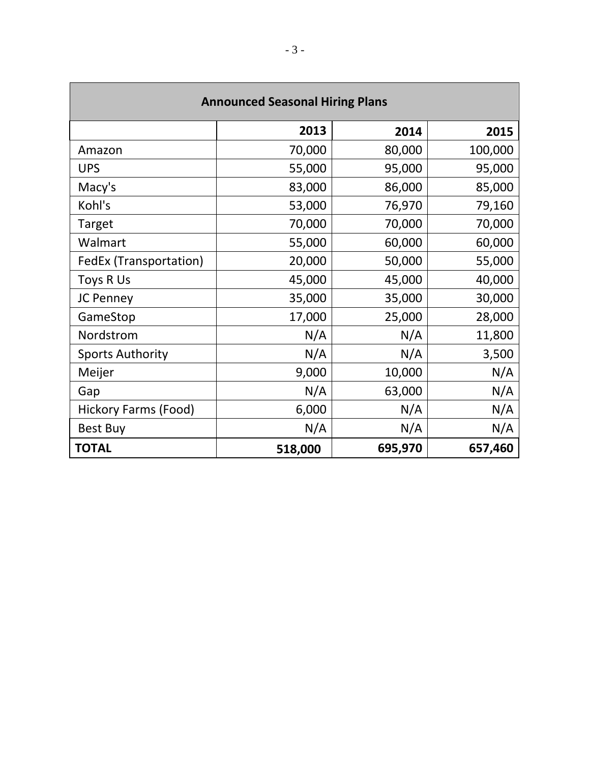| Announced Seasonal Hiring Plans | | | |
|---|---|---|---|
| | **2013** | **2014** | **2015** |
| Amazon | 70,000 | 80,000 | 100,000 |
| UPS | 55,000 | 95,000 | 95,000 |
| Macy's | 83,000 | 86,000 | 85,000 |
| Kohl's | 53,000 | 76,970 | 79,160 |
| Target | 70,000 | 70,000 | 70,000 |
| Walmart | 55,000 | 60,000 | 60,000 |
| FedEx (Transportation) | 20,000 | 50,000 | 55,000 |
| Toys R Us | 45,000 | 45,000 | 40,000 |
| JC Penney | 35,000 | 35,000 | 30,000 |
| GameStop | 17,000 | 25,000 | 28,000 |
| Nordstrom | N/A | N/A | 11,800 |
| Sports Authority | N/A | N/A | 3,500 |
| Meijer | 9,000 | 10,000 | N/A |
| Gap | N/A | 63,000 | N/A |
| Hickory Farms (Food) | 6,000 | N/A | N/A |
| Best Buy | N/A | N/A | N/A |
| **TOTAL** | **518,000** | **695,970** | **657,460** |